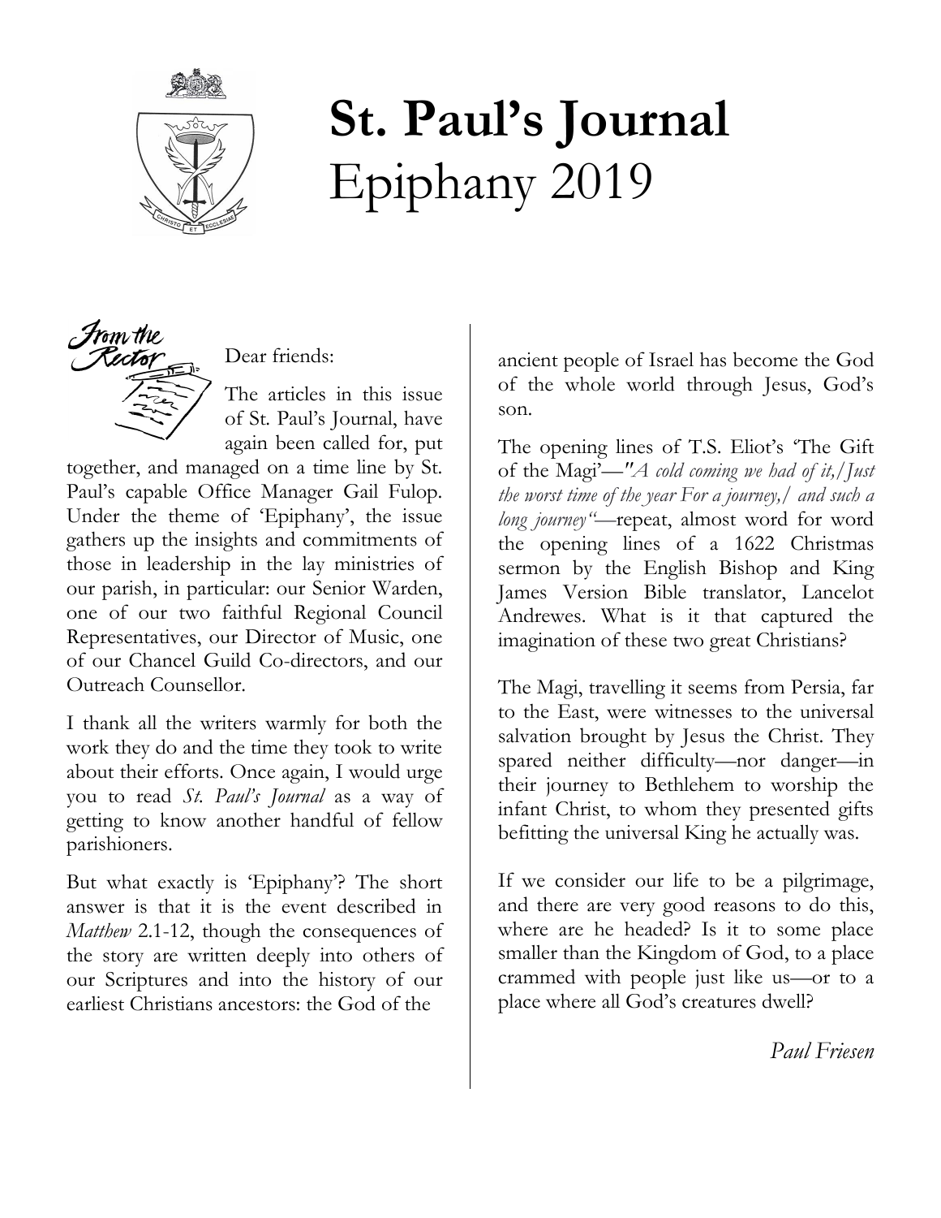# St. Paul's Journal
Epiphany 2019

*From the Rector*

Dear friends:

The articles in this issue of St. Paul's Journal, have again been called for, put together, and managed on a time line by St. Paul's capable Office Manager Gail Fulop. Under the theme of 'Epiphany', the issue gathers up the insights and commitments of those in leadership in the lay ministries of our parish, in particular: our Senior Warden, one of our two faithful Regional Council Representatives, our Director of Music, one of our Chancel Guild Co-directors, and our Outreach Counsellor.

I thank all the writers warmly for both the work they do and the time they took to write about their efforts. Once again, I would urge you to read *St. Paul's Journal* as a way of getting to know another handful of fellow parishioners.

But what exactly is 'Epiphany'? The short answer is that it is the event described in *Matthew* 2.1-12, though the consequences of the story are written deeply into others of our Scriptures and into the history of our earliest Christians ancestors: the God of the ancient people of Israel has become the God of the whole world through Jesus, God's son.

The opening lines of T.S. Eliot's 'The Gift of the Magi'—"*A cold coming we had of it,/Just the worst time of the year For a journey,/ and such a long journey*"—repeat, almost word for word the opening lines of a 1622 Christmas sermon by the English Bishop and King James Version Bible translator, Lancelot Andrewes. What is it that captured the imagination of these two great Christians?

The Magi, travelling it seems from Persia, far to the East, were witnesses to the universal salvation brought by Jesus the Christ. They spared neither difficulty—nor danger—in their journey to Bethlehem to worship the infant Christ, to whom they presented gifts befitting the universal King he actually was.

If we consider our life to be a pilgrimage, and there are very good reasons to do this, where are he headed? Is it to some place smaller than the Kingdom of God, to a place crammed with people just like us—or to a place where all God's creatures dwell?

*Paul Friesen*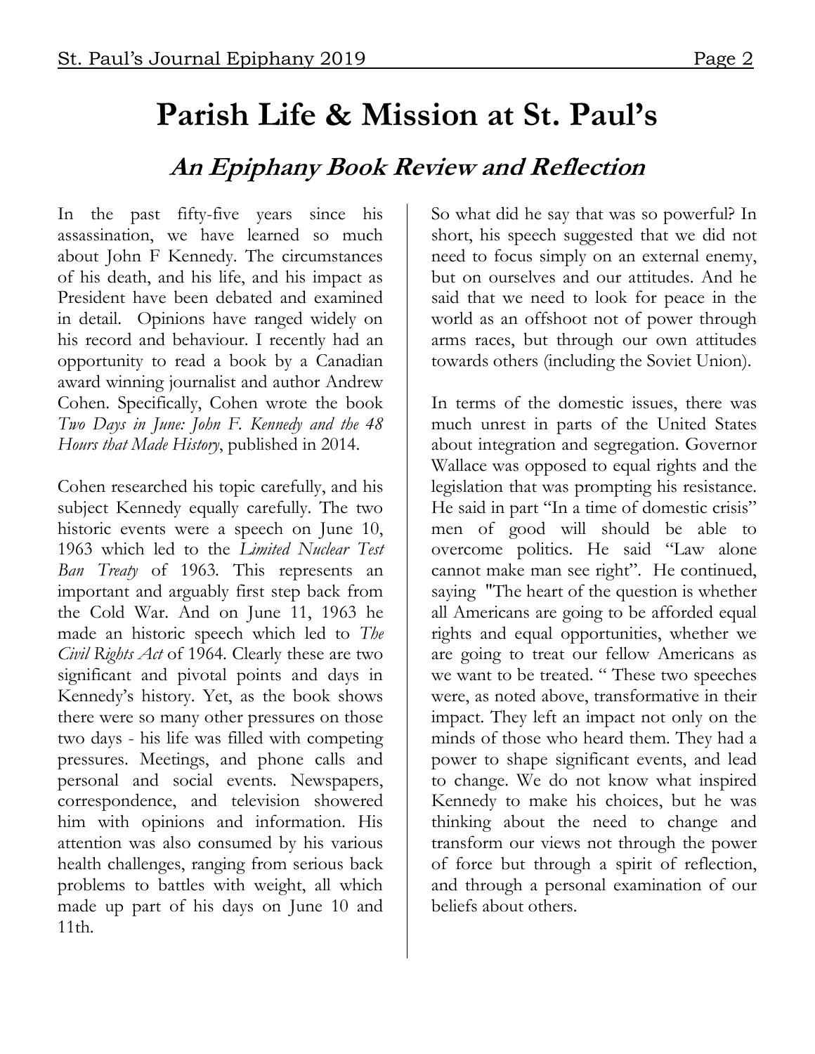# Parish Life & Mission at St. Paul's

## *An Epiphany Book Review and Reflection*

In the past fifty-five years since his assassination, we have learned so much about John F Kennedy. The circumstances of his death, and his life, and his impact as President have been debated and examined in detail. Opinions have ranged widely on his record and behaviour. I recently had an opportunity to read a book by a Canadian award winning journalist and author Andrew Cohen. Specifically, Cohen wrote the book *Two Days in June: John F. Kennedy and the 48 Hours that Made History*, published in 2014.

Cohen researched his topic carefully, and his subject Kennedy equally carefully. The two historic events were a speech on June 10, 1963 which led to the *Limited Nuclear Test Ban Treaty* of 1963. This represents an important and arguably first step back from the Cold War. And on June 11, 1963 he made an historic speech which led to *The Civil Rights Act* of 1964. Clearly these are two significant and pivotal points and days in Kennedy's history. Yet, as the book shows there were so many other pressures on those two days - his life was filled with competing pressures. Meetings, and phone calls and personal and social events. Newspapers, correspondence, and television showered him with opinions and information. His attention was also consumed by his various health challenges, ranging from serious back problems to battles with weight, all which made up part of his days on June 10 and 11th.

So what did he say that was so powerful? In short, his speech suggested that we did not need to focus simply on an external enemy, but on ourselves and our attitudes. And he said that we need to look for peace in the world as an offshoot not of power through arms races, but through our own attitudes towards others (including the Soviet Union).

In terms of the domestic issues, there was much unrest in parts of the United States about integration and segregation. Governor Wallace was opposed to equal rights and the legislation that was prompting his resistance. He said in part "In a time of domestic crisis" men of good will should be able to overcome politics. He said "Law alone cannot make man see right". He continued, saying "The heart of the question is whether all Americans are going to be afforded equal rights and equal opportunities, whether we are going to treat our fellow Americans as we want to be treated. " These two speeches were, as noted above, transformative in their impact. They left an impact not only on the minds of those who heard them. They had a power to shape significant events, and lead to change. We do not know what inspired Kennedy to make his choices, but he was thinking about the need to change and transform our views not through the power of force but through a spirit of reflection, and through a personal examination of our beliefs about others.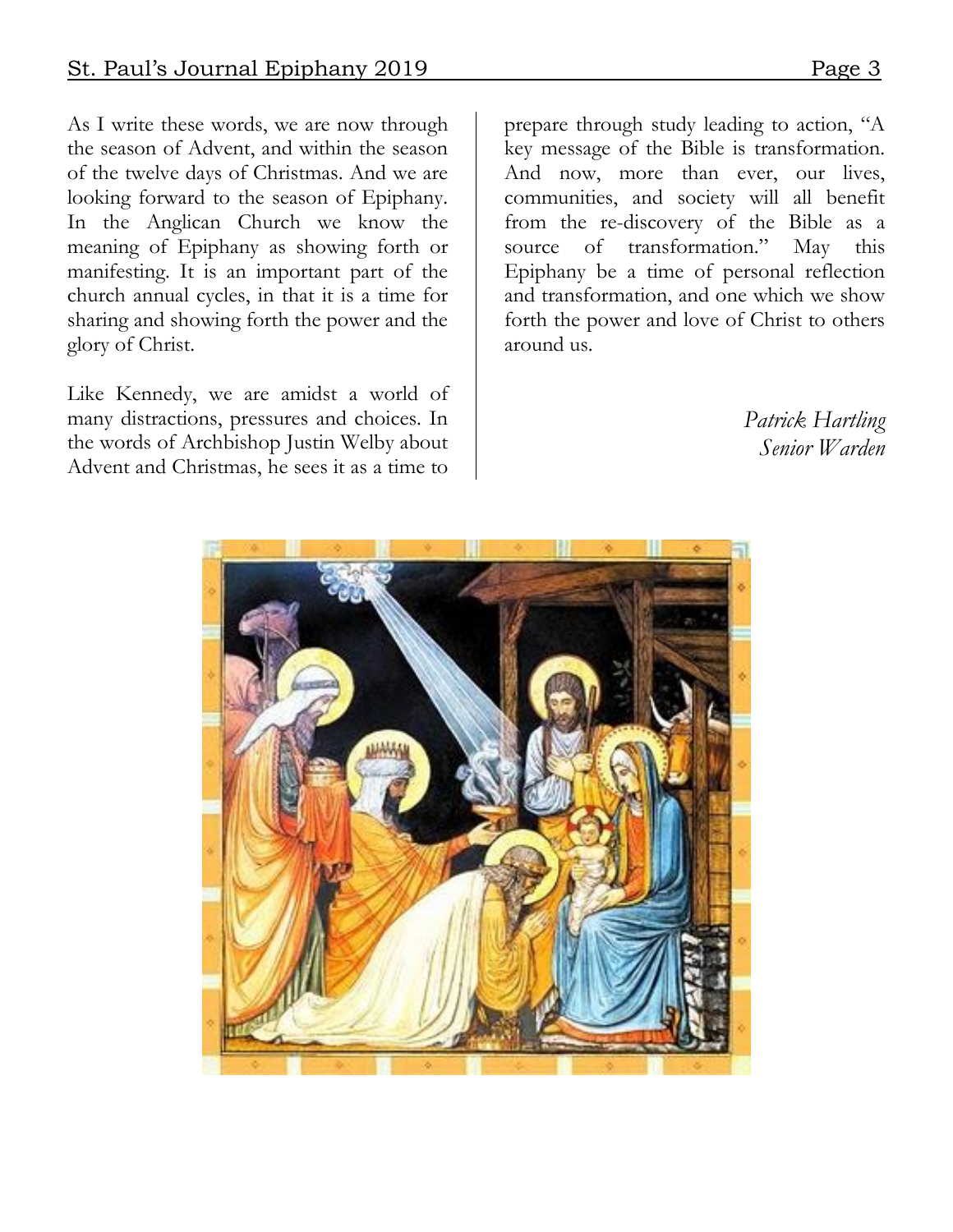As I write these words, we are now through the season of Advent, and within the season of the twelve days of Christmas. And we are looking forward to the season of Epiphany. In the Anglican Church we know the meaning of Epiphany as showing forth or manifesting. It is an important part of the church annual cycles, in that it is a time for sharing and showing forth the power and the glory of Christ.

Like Kennedy, we are amidst a world of many distractions, pressures and choices. In the words of Archbishop Justin Welby about Advent and Christmas, he sees it as a time to prepare through study leading to action, "A key message of the Bible is transformation. And now, more than ever, our lives, communities, and society will all benefit from the re-discovery of the Bible as a source of transformation." May this Epiphany be a time of personal reflection and transformation, and one which we show forth the power and love of Christ to others around us.

*Patrick Hartling*
*Senior Warden*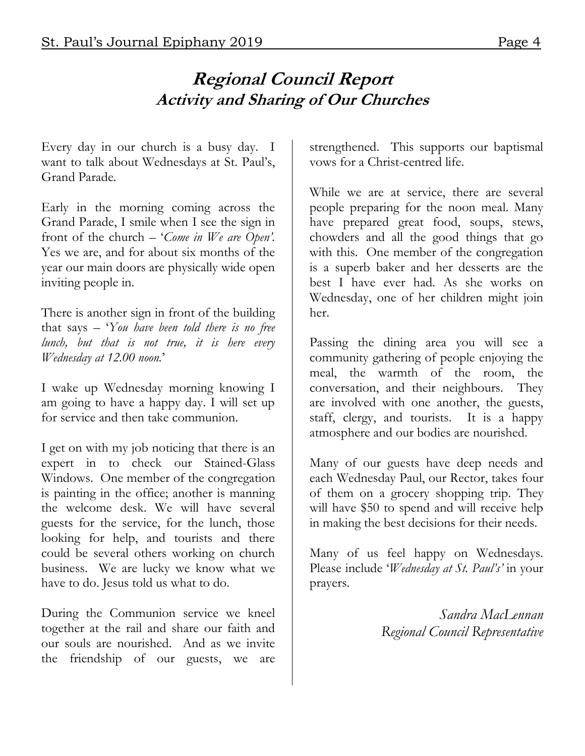# Regional Council Report
## Activity and Sharing of Our Churches

Every day in our church is a busy day. I want to talk about Wednesdays at St. Paul's, Grand Parade.

Early in the morning coming across the Grand Parade, I smile when I see the sign in front of the church – '*Come in We are Open'*. Yes we are, and for about six months of the year our main doors are physically wide open inviting people in.

There is another sign in front of the building that says – '*You have been told there is no free lunch, but that is not true, it is here every Wednesday at 12.00 noon.*'

I wake up Wednesday morning knowing I am going to have a happy day. I will set up for service and then take communion.

I get on with my job noticing that there is an expert in to check our Stained-Glass Windows. One member of the congregation is painting in the office; another is manning the welcome desk. We will have several guests for the service, for the lunch, those looking for help, and tourists and there could be several others working on church business. We are lucky we know what we have to do. Jesus told us what to do.

During the Communion service we kneel together at the rail and share our faith and our souls are nourished. And as we invite the friendship of our guests, we are strengthened. This supports our baptismal vows for a Christ-centred life.

While we are at service, there are several people preparing for the noon meal. Many have prepared great food, soups, stews, chowders and all the good things that go with this. One member of the congregation is a superb baker and her desserts are the best I have ever had. As she works on Wednesday, one of her children might join her.

Passing the dining area you will see a community gathering of people enjoying the meal, the warmth of the room, the conversation, and their neighbours. They are involved with one another, the guests, staff, clergy, and tourists. It is a happy atmosphere and our bodies are nourished.

Many of our guests have deep needs and each Wednesday Paul, our Rector, takes four of them on a grocery shopping trip. They will have $50 to spend and will receive help in making the best decisions for their needs.

Many of us feel happy on Wednesdays. Please include '*Wednesday at St. Paul's'* in your prayers.

*Sandra MacLennan*
*Regional Council Representative*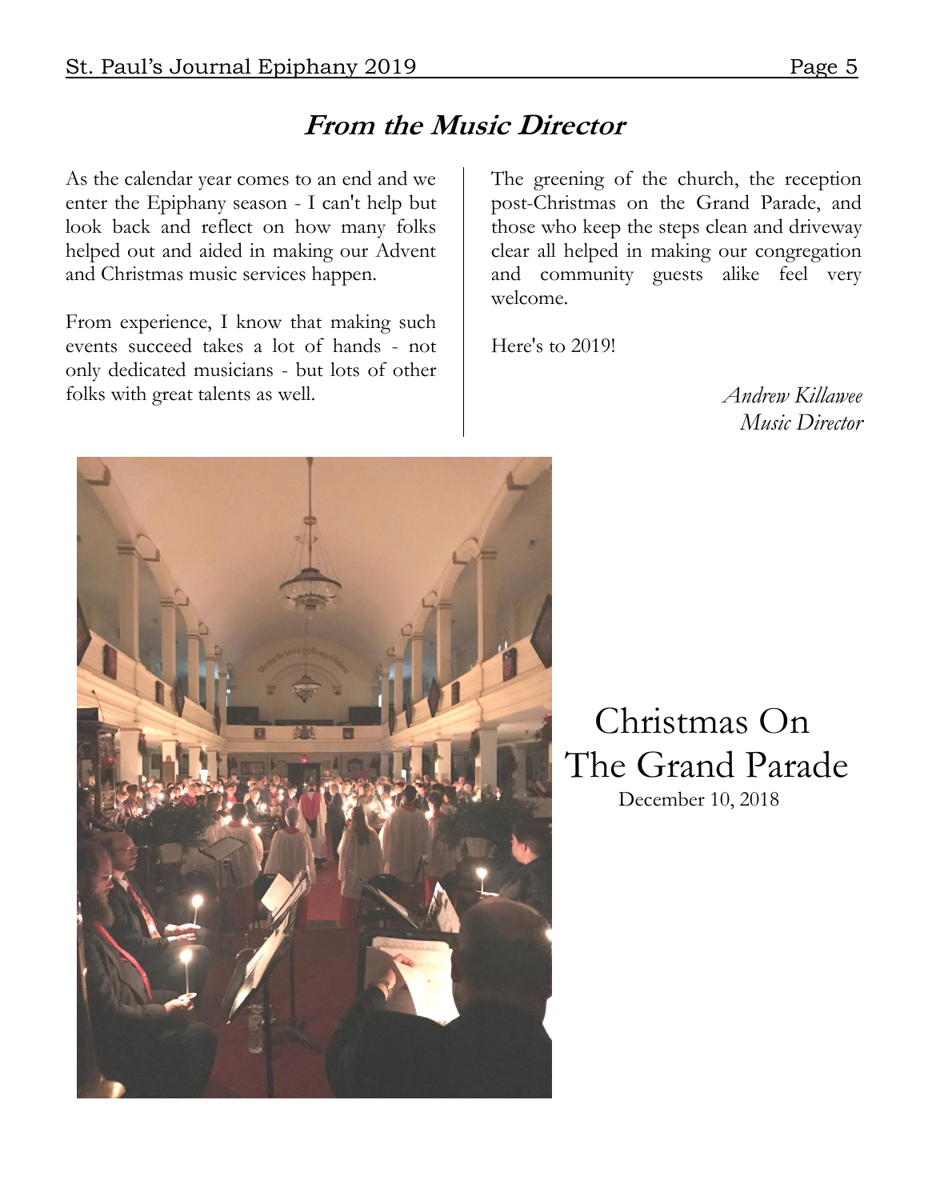## *From the Music Director*

As the calendar year comes to an end and we enter the Epiphany season - I can't help but look back and reflect on how many folks helped out and aided in making our Advent and Christmas music services happen.

From experience, I know that making such events succeed takes a lot of hands - not only dedicated musicians - but lots of other folks with great talents as well.

The greening of the church, the reception post-Christmas on the Grand Parade, and those who keep the steps clean and driveway clear all helped in making our congregation and community guests alike feel very welcome.

Here's to 2019!

*Andrew Killawee*
*Music Director*

Christmas On The Grand Parade
December 10, 2018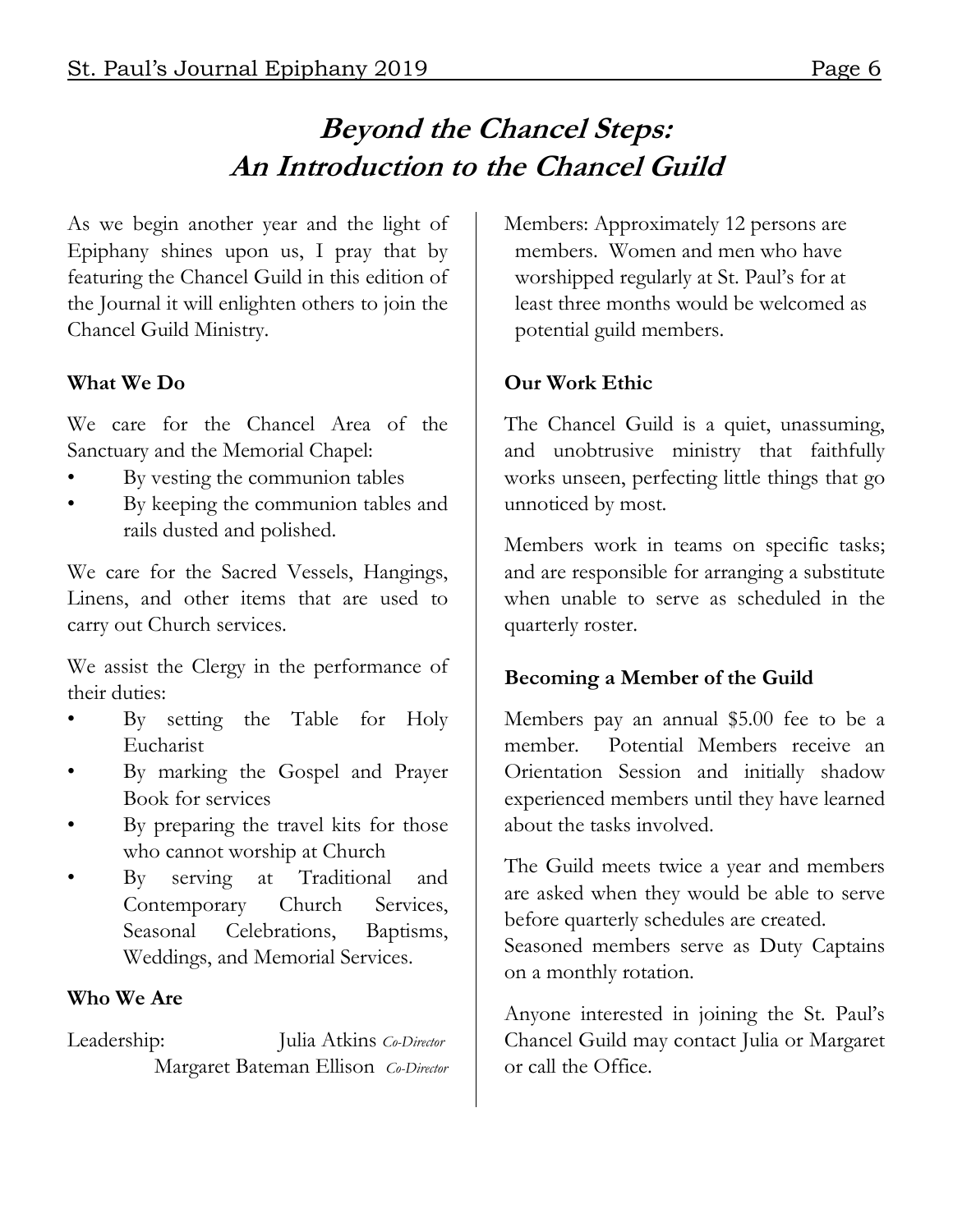# Beyond the Chancel Steps: An Introduction to the Chancel Guild

As we begin another year and the light of Epiphany shines upon us, I pray that by featuring the Chancel Guild in this edition of the Journal it will enlighten others to join the Chancel Guild Ministry.

**What We Do**

We care for the Chancel Area of the Sanctuary and the Memorial Chapel:

- By vesting the communion tables
- By keeping the communion tables and rails dusted and polished.

We care for the Sacred Vessels, Hangings, Linens, and other items that are used to carry out Church services.

We assist the Clergy in the performance of their duties:

- By setting the Table for Holy Eucharist
- By marking the Gospel and Prayer Book for services
- By preparing the travel kits for those who cannot worship at Church
- By serving at Traditional and Contemporary Church Services, Seasonal Celebrations, Baptisms, Weddings, and Memorial Services.

**Who We Are**

Leadership: Julia Atkins *Co-Director*
Margaret Bateman Ellison *Co-Director*

Members: Approximately 12 persons are members. Women and men who have worshipped regularly at St. Paul's for at least three months would be welcomed as potential guild members.

**Our Work Ethic**

The Chancel Guild is a quiet, unassuming, and unobtrusive ministry that faithfully works unseen, perfecting little things that go unnoticed by most.

Members work in teams on specific tasks; and are responsible for arranging a substitute when unable to serve as scheduled in the quarterly roster.

**Becoming a Member of the Guild**

Members pay an annual $5.00 fee to be a member. Potential Members receive an Orientation Session and initially shadow experienced members until they have learned about the tasks involved.

The Guild meets twice a year and members are asked when they would be able to serve before quarterly schedules are created.
Seasoned members serve as Duty Captains on a monthly rotation.

Anyone interested in joining the St. Paul's Chancel Guild may contact Julia or Margaret or call the Office.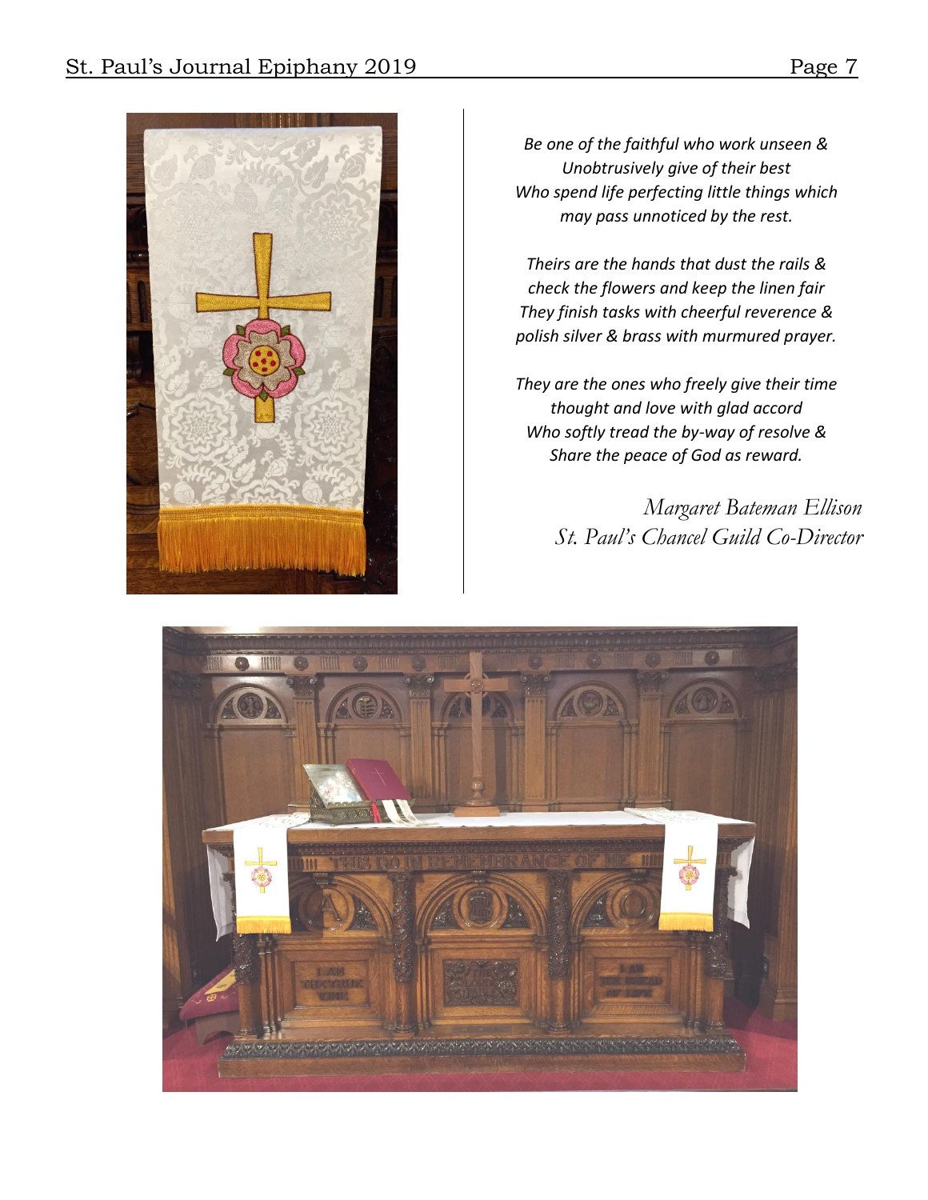*Be one of the faithful who work unseen &*
*Unobtrusively give of their best*
*Who spend life perfecting little things which*
*may pass unnoticed by the rest.*

*Theirs are the hands that dust the rails &*
*check the flowers and keep the linen fair*
*They finish tasks with cheerful reverence &*
*polish silver & brass with murmured prayer.*

*They are the ones who freely give their time*
*thought and love with glad accord*
*Who softly tread the by-way of resolve &*
*Share the peace of God as reward.*

*Margaret Bateman Ellison*
*St. Paul's Chancel Guild Co-Director*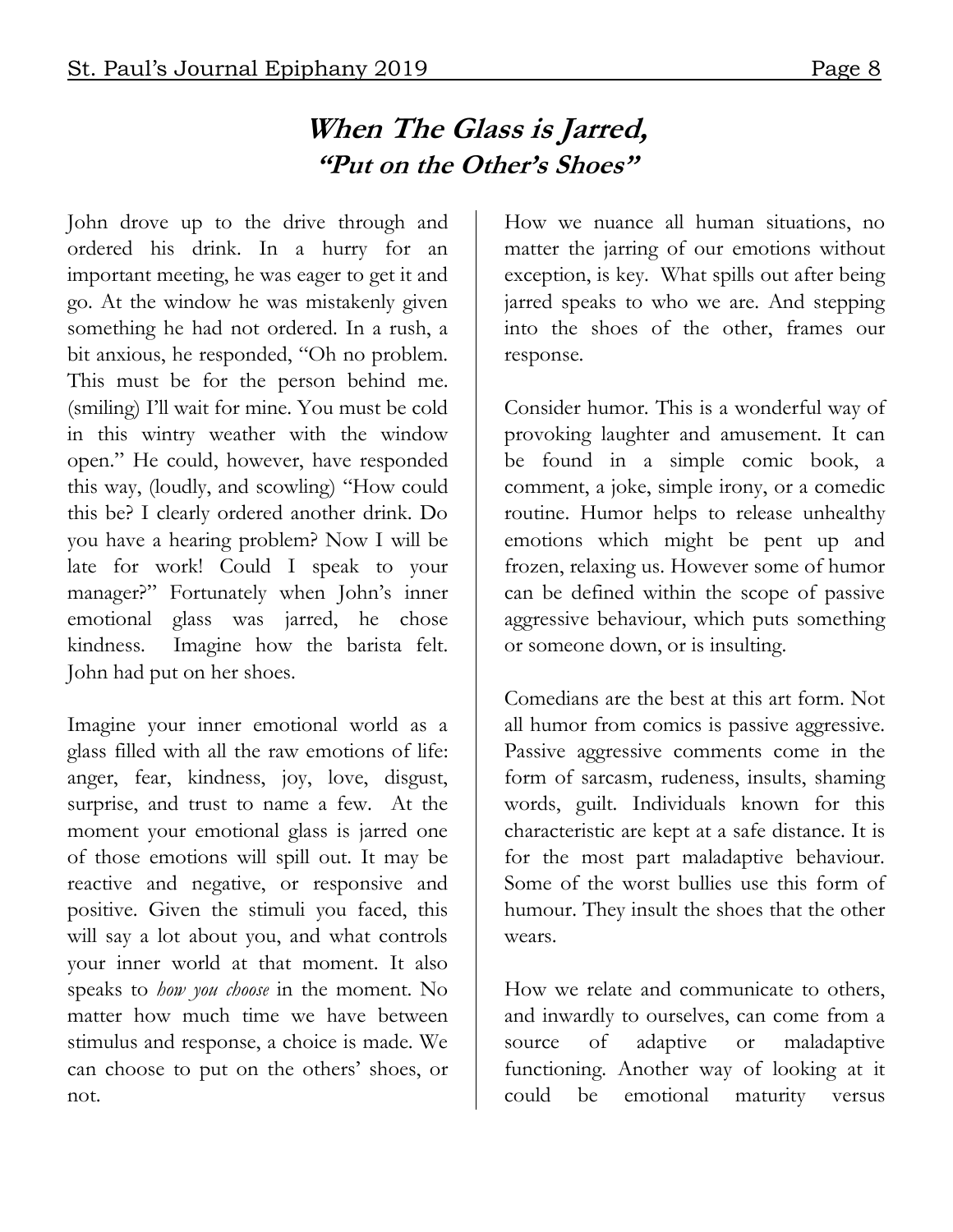## *When The Glass is Jarred,*
### *"Put on the Other's Shoes"*

John drove up to the drive through and ordered his drink. In a hurry for an important meeting, he was eager to get it and go. At the window he was mistakenly given something he had not ordered. In a rush, a bit anxious, he responded, "Oh no problem. This must be for the person behind me. (smiling) I'll wait for mine. You must be cold in this wintry weather with the window open." He could, however, have responded this way, (loudly, and scowling) "How could this be? I clearly ordered another drink. Do you have a hearing problem? Now I will be late for work! Could I speak to your manager?" Fortunately when John's inner emotional glass was jarred, he chose kindness. Imagine how the barista felt. John had put on her shoes.

Imagine your inner emotional world as a glass filled with all the raw emotions of life: anger, fear, kindness, joy, love, disgust, surprise, and trust to name a few. At the moment your emotional glass is jarred one of those emotions will spill out. It may be reactive and negative, or responsive and positive. Given the stimuli you faced, this will say a lot about you, and what controls your inner world at that moment. It also speaks to *how you choose* in the moment. No matter how much time we have between stimulus and response, a choice is made. We can choose to put on the others' shoes, or not.

How we nuance all human situations, no matter the jarring of our emotions without exception, is key. What spills out after being jarred speaks to who we are. And stepping into the shoes of the other, frames our response.

Consider humor. This is a wonderful way of provoking laughter and amusement. It can be found in a simple comic book, a comment, a joke, simple irony, or a comedic routine. Humor helps to release unhealthy emotions which might be pent up and frozen, relaxing us. However some of humor can be defined within the scope of passive aggressive behaviour, which puts something or someone down, or is insulting.

Comedians are the best at this art form. Not all humor from comics is passive aggressive. Passive aggressive comments come in the form of sarcasm, rudeness, insults, shaming words, guilt. Individuals known for this characteristic are kept at a safe distance. It is for the most part maladaptive behaviour. Some of the worst bullies use this form of humour. They insult the shoes that the other wears.

How we relate and communicate to others, and inwardly to ourselves, can come from a source of adaptive or maladaptive functioning. Another way of looking at it could be emotional maturity versus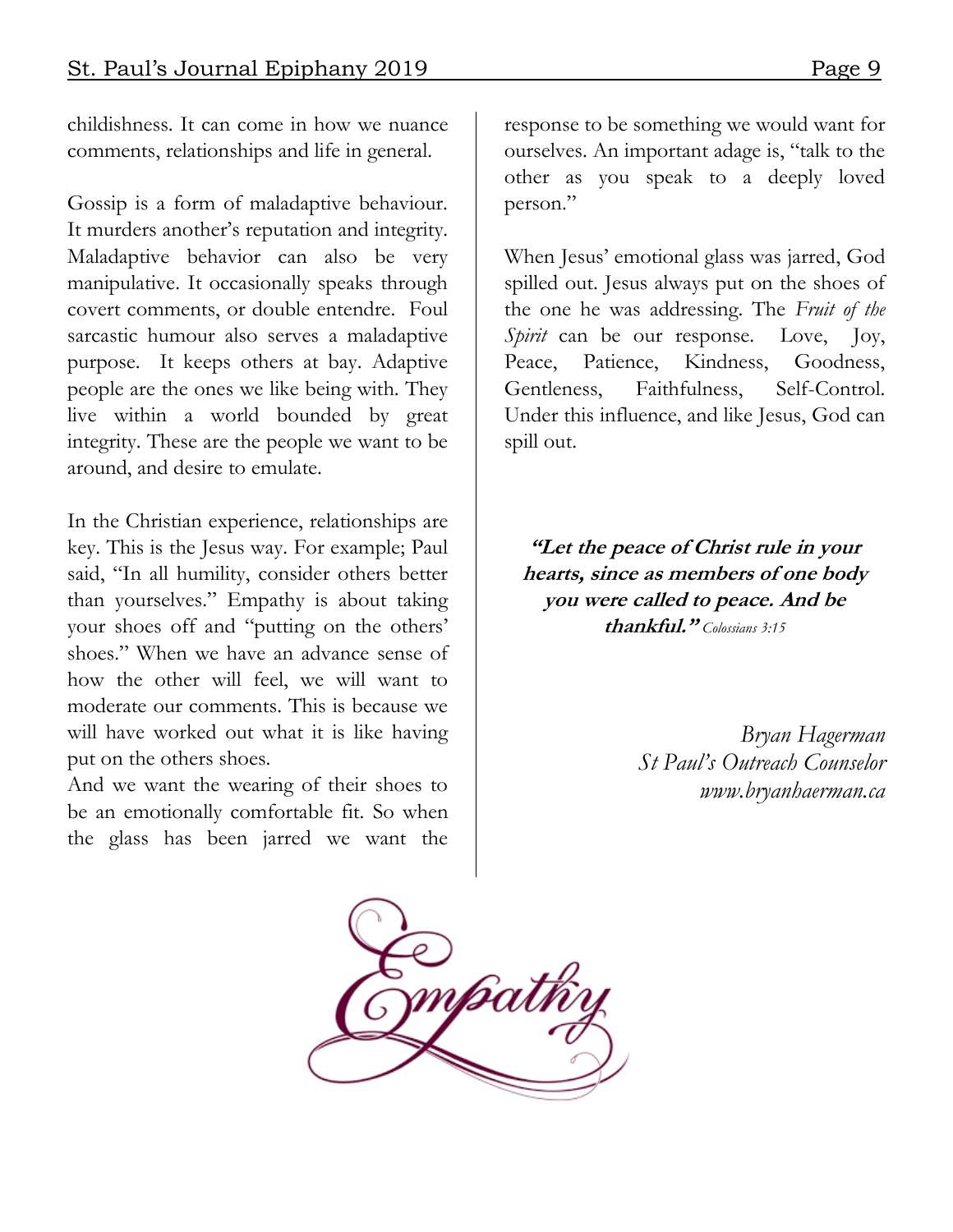childishness. It can come in how we nuance comments, relationships and life in general.

Gossip is a form of maladaptive behaviour. It murders another's reputation and integrity. Maladaptive behavior can also be very manipulative. It occasionally speaks through covert comments, or double entendre. Foul sarcastic humour also serves a maladaptive purpose. It keeps others at bay. Adaptive people are the ones we like being with. They live within a world bounded by great integrity. These are the people we want to be around, and desire to emulate.

In the Christian experience, relationships are key. This is the Jesus way. For example; Paul said, "In all humility, consider others better than yourselves." Empathy is about taking your shoes off and "putting on the others' shoes." When we have an advance sense of how the other will feel, we will want to moderate our comments. This is because we will have worked out what it is like having put on the others shoes.
And we want the wearing of their shoes to be an emotionally comfortable fit. So when the glass has been jarred we want the response to be something we would want for ourselves. An important adage is, "talk to the other as you speak to a deeply loved person."

When Jesus' emotional glass was jarred, God spilled out. Jesus always put on the shoes of the one he was addressing. The *Fruit of the Spirit* can be our response. Love, Joy, Peace, Patience, Kindness, Goodness, Gentleness, Faithfulness, Self-Control. Under this influence, and like Jesus, God can spill out.

***"Let the peace of Christ rule in your hearts, since as members of one body you were called to peace. And be thankful."*** *Colossians 3:15*

*Bryan Hagerman*
*St Paul's Outreach Counselor*
*www.bryanhaerman.ca*

Empathy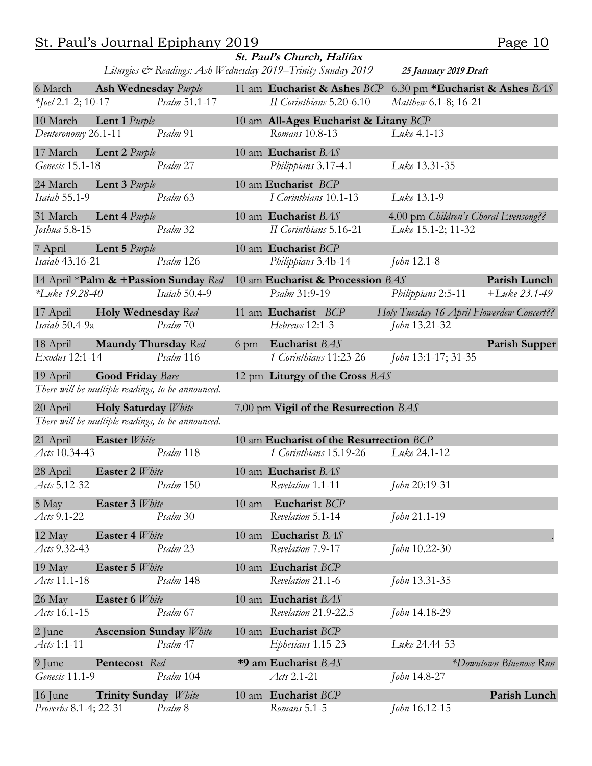**St. Paul's Church, Halifax**

*Liturgies & Readings: Ash Wednesday 2019–Trinity Sunday 2019* ***25 January 2019 Draft***

| | | | | |
|---|---|---|---|---|
| 6 March **Ash Wednesday** *Purple* | | 11 am **Eucharist & Ashes** *BCP* | 6.30 pm ***Eucharist & Ashes** *BAS* | |
| **Joel* 2.1-2; 10-17 | *Psalm* 51.1-17 | *II Corinthians* 5.20-6.10 | *Matthew* 6.1-8; 16-21 | |
| 10 March **Lent 1** *Purple* | | 10 am **All-Ages Eucharist & Litany** *BCP* | | |
| *Deuteronomy* 26.1-11 | *Psalm* 91 | *Romans* 10.8-13 | *Luke* 4.1-13 | |
| 17 March **Lent 2** *Purple* | | 10 am **Eucharist** *BAS* | | |
| *Genesis* 15.1-18 | *Psalm* 27 | *Philippians* 3.17-4.1 | *Luke* 13.31-35 | |
| 24 March **Lent 3** *Purple* | | 10 am **Eucharist** *BCP* | | |
| *Isaiah* 55.1-9 | *Psalm* 63 | *I Corinthians* 10.1-13 | *Luke* 13.1-9 | |
| 31 March **Lent 4** *Purple* | | 10 am **Eucharist** *BAS* | 4.00 pm *Children's Choral Evensong??* | |
| *Joshua* 5.8-15 | *Psalm* 32 | *II Corinthians* 5.16-21 | *Luke* 15.1-2; 11-32 | |
| 7 April **Lent 5** *Purple* | | 10 am **Eucharist** *BCP* | | |
| *Isaiah* 43.16-21 | *Psalm* 126 | *Philippians* 3.4b-14 | *John* 12.1-8 | |
| 14 April ***Palm & +Passion Sunday** *Red* | | 10 am **Eucharist & Procession** *BAS* | | **Parish Lunch** |
| **Luke 19.28-40* | *Isaiah* 50.4-9 | *Psalm* 31:9-19 | *Philippians* 2:5-11 | *+Luke 23.1-49* |
| 17 April **Holy Wednesday** *Red* | | 11 am **Eucharist** *BCP* | *Holy Tuesday 16 April Flowerdew Concert??* | |
| *Isaiah* 50.4-9a | *Psalm* 70 | *Hebrews* 12:1-3 | *John* 13.21-32 | |
| 18 April **Maundy Thursday** *Red* | | 6 pm **Eucharist** *BAS* | | **Parish Supper** |
| *Exodus* 12:1-14 | *Psalm* 116 | *1 Corinthians* 11:23-26 | *John* 13:1-17; 31-35 | |
| 19 April **Good Friday** *Bare* | | 12 pm **Liturgy of the Cross** *BAS* | | |
| *There will be multiple readings, to be announced.* | | | | |
| 20 April **Holy Saturday** *White* | | 7.00 pm **Vigil of the Resurrection** *BAS* | | |
| *There will be multiple readings, to be announced.* | | | | |
| 21 April **Easter** *White* | | 10 am **Eucharist of the Resurrection** *BCP* | | |
| *Acts* 10.34-43 | *Psalm* 118 | *1 Corinthians* 15.19-26 | *Luke* 24.1-12 | |
| 28 April **Easter 2** *White* | | 10 am **Eucharist** *BAS* | | |
| *Acts* 5.12-32 | *Psalm* 150 | *Revelation* 1.1-11 | *John* 20:19-31 | |
| 5 May **Easter 3** *White* | | 10 am **Eucharist** *BCP* | | |
| *Acts* 9.1-22 | *Psalm* 30 | *Revelation* 5.1-14 | *John* 21.1-19 | |
| 12 May **Easter 4** *White* | | 10 am **Eucharist** *BAS* | | . |
| *Acts* 9.32-43 | *Psalm* 23 | *Revelation* 7.9-17 | *John* 10.22-30 | |
| 19 May **Easter 5** *White* | | 10 am **Eucharist** *BCP* | | |
| *Acts* 11.1-18 | *Psalm* 148 | *Revelation* 21.1-6 | *John* 13.31-35 | |
| 26 May **Easter 6** *White* | | 10 am **Eucharist** *BAS* | | |
| *Acts* 16.1-15 | *Psalm* 67 | *Revelation* 21.9-22.5 | *John* 14.18-29 | |
| 2 June **Ascension Sunday** *White* | | 10 am **Eucharist** *BCP* | | |
| *Acts* 1:1-11 | *Psalm* 47 | *Ephesians* 1.15-23 | *Luke* 24.44-53 | |
| 9 June **Pentecost** *Red* | | ***9 am Eucharist** *BAS* | | **Downtown Bluenose Run* |
| *Genesis* 11.1-9 | *Psalm* 104 | *Acts* 2.1-21 | *John* 14.8-27 | |
| 16 June **Trinity Sunday** *White* | | 10 am **Eucharist** *BCP* | | **Parish Lunch** |
| *Proverbs* 8.1-4; 22-31 | *Psalm* 8 | *Romans* 5.1-5 | *John* 16.12-15 | |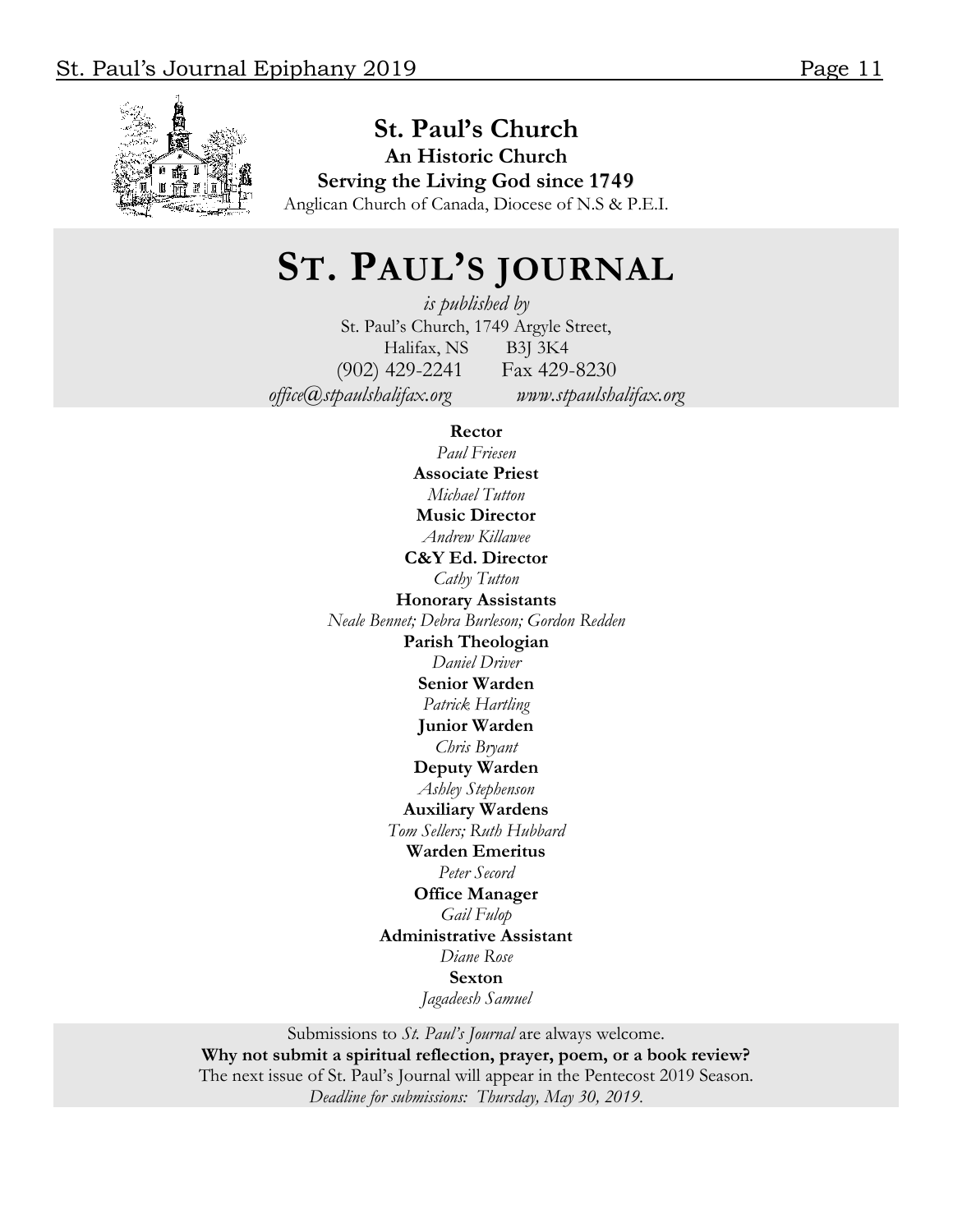**St. Paul's Church**

**An Historic Church**

**Serving the Living God since 1749**

Anglican Church of Canada, Diocese of N.S & P.E.I.

# ST. PAUL'S JOURNAL

*is published by*

St. Paul's Church, 1749 Argyle Street,

Halifax, NS B3J 3K4

(902) 429-2241 Fax 429-8230

*office@stpaulshalifax.org* *www.stpaulshalifax.org*

**Rector**

*Paul Friesen*

**Associate Priest**

*Michael Tutton*

**Music Director**

*Andrew Killawee*

**C&Y Ed. Director**

*Cathy Tutton*

**Honorary Assistants**

*Neale Bennet; Debra Burleson; Gordon Redden*

**Parish Theologian**

*Daniel Driver*

**Senior Warden**

*Patrick Hartling*

**Junior Warden**

*Chris Bryant*

**Deputy Warden**

*Ashley Stephenson*

**Auxiliary Wardens**

*Tom Sellers; Ruth Hubbard*

**Warden Emeritus**

*Peter Secord*

**Office Manager**

*Gail Fulop*

**Administrative Assistant**

*Diane Rose*

**Sexton**

*Jagadeesh Samuel*

Submissions to *St. Paul's Journal* are always welcome.

**Why not submit a spiritual reflection, prayer, poem, or a book review?**

The next issue of St. Paul's Journal will appear in the Pentecost 2019 Season.

*Deadline for submissions: Thursday, May 30, 2019.*